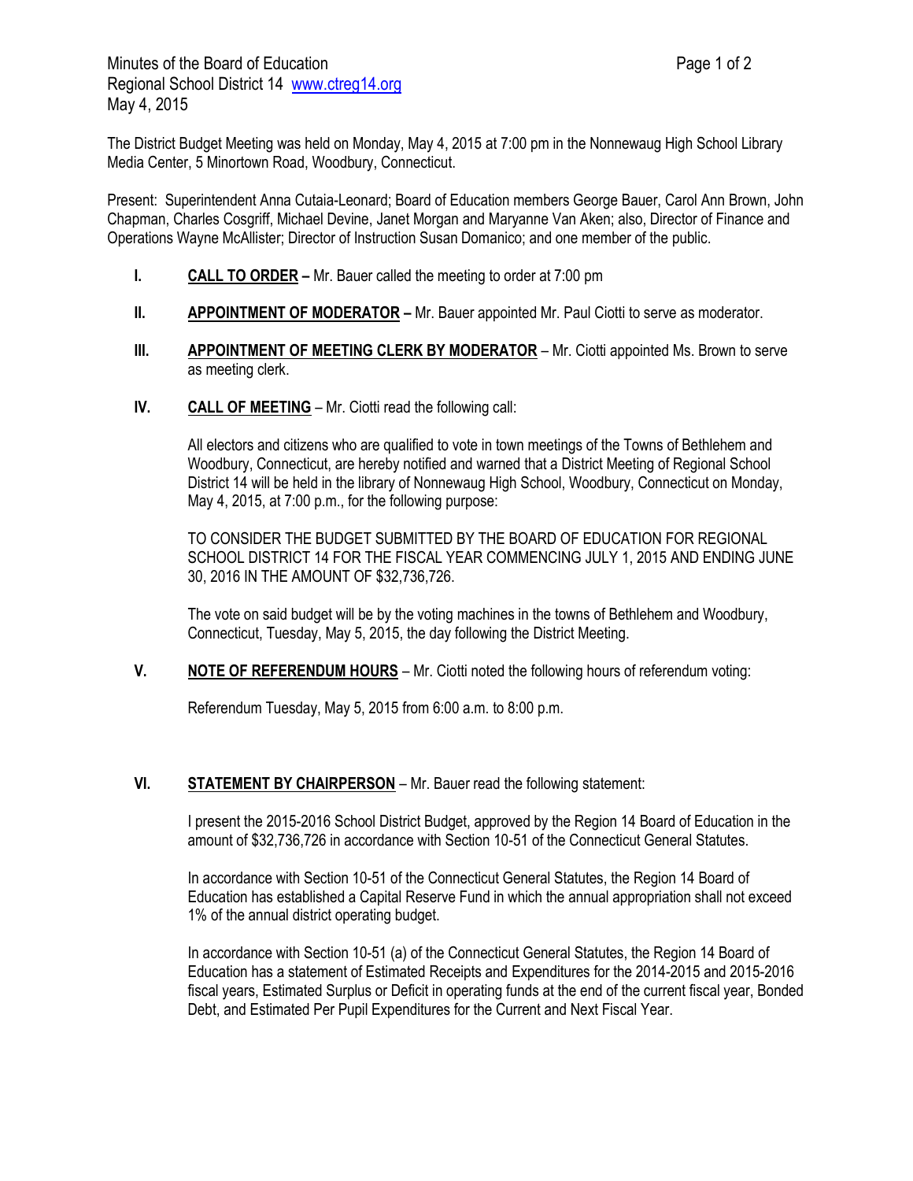Minutes of the Board of Education
Regional School District 14 www.ctreg14.org
May 4, 2015

The District Budget Meeting was held on Monday, May 4, 2015 at 7:00 pm in the Nonnewaug High School Library Media Center, 5 Minortown Road, Woodbury, Connecticut.

Present: Superintendent Anna Cutaia-Leonard; Board of Education members George Bauer, Carol Ann Brown, John Chapman, Charles Cosgriff, Michael Devine, Janet Morgan and Maryanne Van Aken; also, Director of Finance and Operations Wayne McAllister; Director of Instruction Susan Domanico; and one member of the public.

**I.** **CALL TO ORDER –** Mr. Bauer called the meeting to order at 7:00 pm

**II.** **APPOINTMENT OF MODERATOR –** Mr. Bauer appointed Mr. Paul Ciotti to serve as moderator.

**III.** **APPOINTMENT OF MEETING CLERK BY MODERATOR** – Mr. Ciotti appointed Ms. Brown to serve as meeting clerk.

**IV.** **CALL OF MEETING** – Mr. Ciotti read the following call:

All electors and citizens who are qualified to vote in town meetings of the Towns of Bethlehem and Woodbury, Connecticut, are hereby notified and warned that a District Meeting of Regional School District 14 will be held in the library of Nonnewaug High School, Woodbury, Connecticut on Monday, May 4, 2015, at 7:00 p.m., for the following purpose:

TO CONSIDER THE BUDGET SUBMITTED BY THE BOARD OF EDUCATION FOR REGIONAL SCHOOL DISTRICT 14 FOR THE FISCAL YEAR COMMENCING JULY 1, 2015 AND ENDING JUNE 30, 2016 IN THE AMOUNT OF $32,736,726.

The vote on said budget will be by the voting machines in the towns of Bethlehem and Woodbury, Connecticut, Tuesday, May 5, 2015, the day following the District Meeting.

**V.** **NOTE OF REFERENDUM HOURS** – Mr. Ciotti noted the following hours of referendum voting:

Referendum Tuesday, May 5, 2015 from 6:00 a.m. to 8:00 p.m.

**VI.** **STATEMENT BY CHAIRPERSON** – Mr. Bauer read the following statement:

I present the 2015-2016 School District Budget, approved by the Region 14 Board of Education in the amount of $32,736,726 in accordance with Section 10-51 of the Connecticut General Statutes.

In accordance with Section 10-51 of the Connecticut General Statutes, the Region 14 Board of Education has established a Capital Reserve Fund in which the annual appropriation shall not exceed 1% of the annual district operating budget.

In accordance with Section 10-51 (a) of the Connecticut General Statutes, the Region 14 Board of Education has a statement of Estimated Receipts and Expenditures for the 2014-2015 and 2015-2016 fiscal years, Estimated Surplus or Deficit in operating funds at the end of the current fiscal year, Bonded Debt, and Estimated Per Pupil Expenditures for the Current and Next Fiscal Year.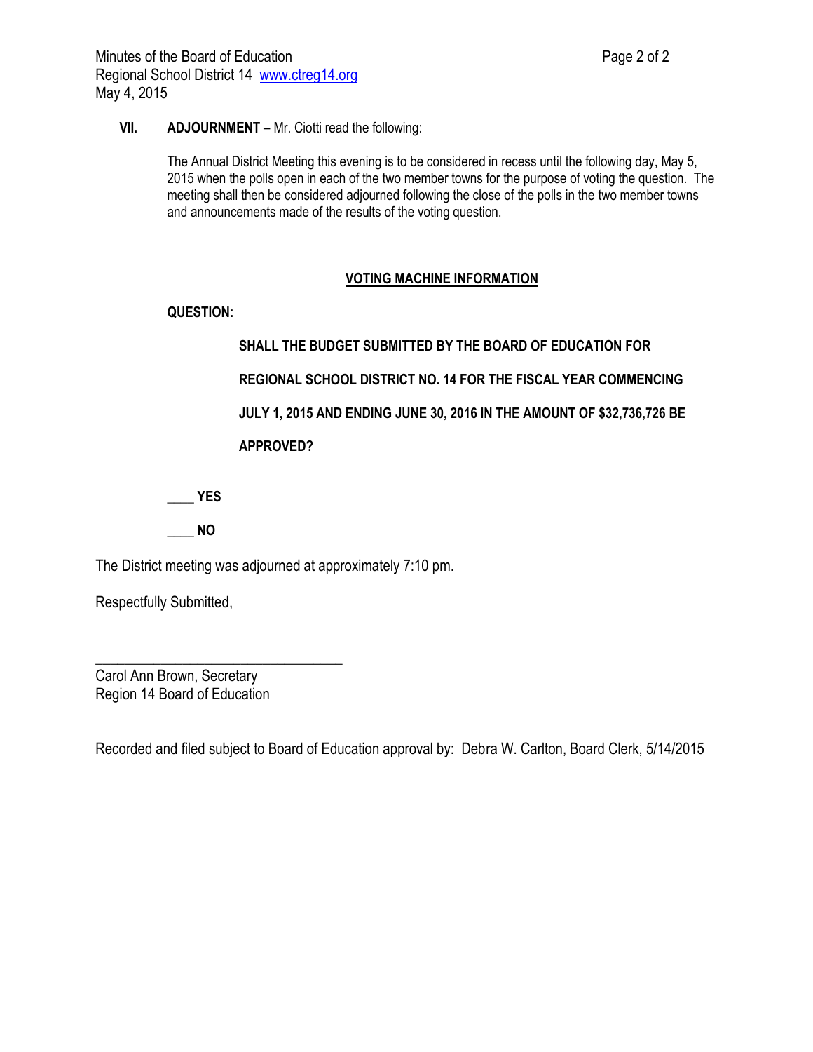**VII. ADJOURNMENT** – Mr. Ciotti read the following:

The Annual District Meeting this evening is to be considered in recess until the following day, May 5, 2015 when the polls open in each of the two member towns for the purpose of voting the question. The meeting shall then be considered adjourned following the close of the polls in the two member towns and announcements made of the results of the voting question.

**VOTING MACHINE INFORMATION**

**QUESTION:**

**SHALL THE BUDGET SUBMITTED BY THE BOARD OF EDUCATION FOR REGIONAL SCHOOL DISTRICT NO. 14 FOR THE FISCAL YEAR COMMENCING JULY 1, 2015 AND ENDING JUNE 30, 2016 IN THE AMOUNT OF $32,736,726 BE APPROVED?**

____ **YES**

____ **NO**

The District meeting was adjourned at approximately 7:10 pm.

Respectfully Submitted,

___________________________________

Carol Ann Brown, Secretary
Region 14 Board of Education

Recorded and filed subject to Board of Education approval by: Debra W. Carlton, Board Clerk, 5/14/2015